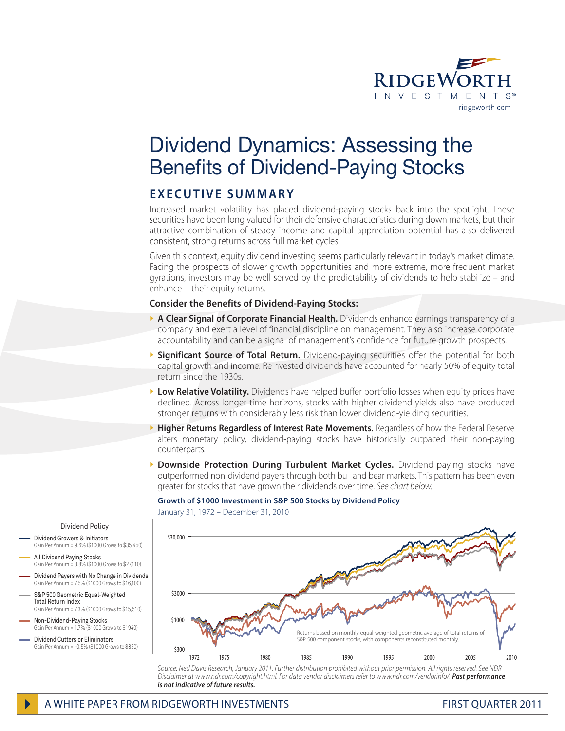RidgeWorth Investments
ridgeworth.com

# Dividend Dynamics: Assessing the Benefits of Dividend-Paying Stocks

## EXECUTIVE SUMMARY

Increased market volatility has placed dividend-paying stocks back into the spotlight. These securities have been long valued for their defensive characteristics during down markets, but their attractive combination of steady income and capital appreciation potential has also delivered consistent, strong returns across full market cycles.

Given this context, equity dividend investing seems particularly relevant in today's market climate. Facing the prospects of slower growth opportunities and more extreme, more frequent market gyrations, investors may be well served by the predictability of dividends to help stabilize – and enhance – their equity returns.

**Consider the Benefits of Dividend-Paying Stocks:**

- **A Clear Signal of Corporate Financial Health.** Dividends enhance earnings transparency of a company and exert a level of financial discipline on management. They also increase corporate accountability and can be a signal of management's confidence for future growth prospects.
- **Significant Source of Total Return.** Dividend-paying securities offer the potential for both capital growth and income. Reinvested dividends have accounted for nearly 50% of equity total return since the 1930s.
- **Low Relative Volatility.** Dividends have helped buffer portfolio losses when equity prices have declined. Across longer time horizons, stocks with higher dividend yields also have produced stronger returns with considerably less risk than lower dividend-yielding securities.
- **Higher Returns Regardless of Interest Rate Movements.** Regardless of how the Federal Reserve alters monetary policy, dividend-paying stocks have historically outpaced their non-paying counterparts.
- **Downside Protection During Turbulent Market Cycles.** Dividend-paying stocks have outperformed non-dividend payers through both bull and bear markets. This pattern has been even greater for stocks that have grown their dividends over time. *See chart below.*

**Growth of $1000 Investment in S&P 500 Stocks by Dividend Policy**

January 31, 1972 – December 31, 2010

| Dividend Policy | Gain Per Annum | $1000 Grows to |
|---|---|---|
| Dividend Growers & Initiators | 9.6% | $35,450 |
| All Dividend Paying Stocks | 8.8% | $27,110 |
| Dividend Payers with No Change in Dividends | 7.5% | $16,100 |
| S&P 500 Geometric Equal-Weighted Total Return Index | 7.3% | $15,510 |
| Non-Dividend-Paying Stocks | 1.7% | $1940 |
| Dividend Cutters or Eliminators | -0.5% | $820 |

Returns based on monthly equal-weighted geometric average of total returns of S&P 500 component stocks, with components reconstituted monthly.

*Source: Ned Davis Research, January 2011. Further distribution prohibited without prior permission. All rights reserved. See NDR Disclaimer at www.ndr.com/copyright.html. For data vendor disclaimers refer to www.ndr.com/vendorinfo/.* ***Past performance is not indicative of future results.***

A WHITE PAPER FROM RIDGEWORTH INVESTMENTS — FIRST QUARTER 2011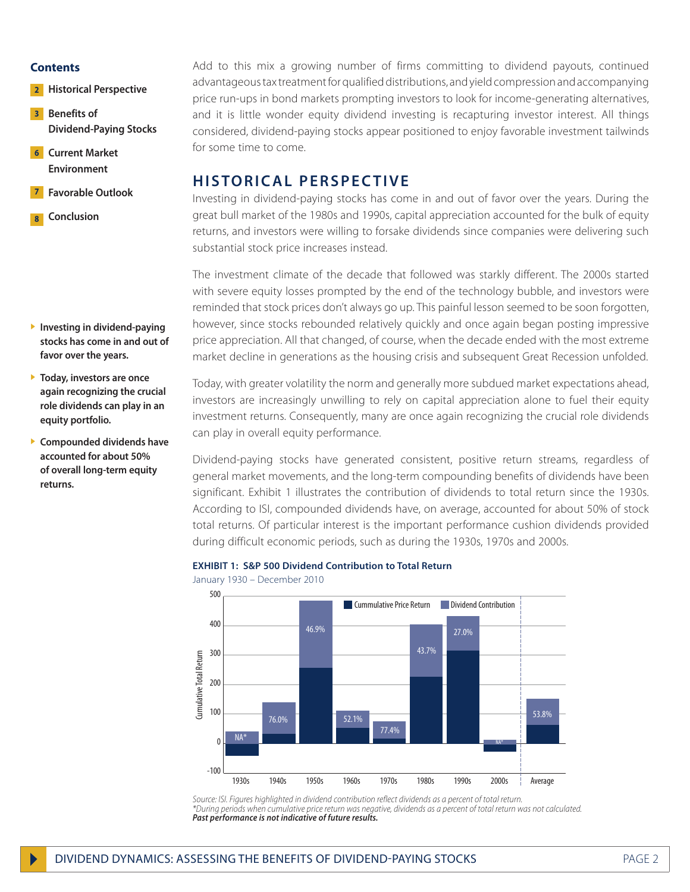**Contents**

- 2 Historical Perspective
- 3 Benefits of Dividend-Paying Stocks
- 6 Current Market Environment
- 7 Favorable Outlook
- 8 Conclusion

Add to this mix a growing number of firms committing to dividend payouts, continued advantageous tax treatment for qualified distributions, and yield compression and accompanying price run-ups in bond markets prompting investors to look for income-generating alternatives, and it is little wonder equity dividend investing is recapturing investor interest. All things considered, dividend-paying stocks appear positioned to enjoy favorable investment tailwinds for some time to come.

## HISTORICAL PERSPECTIVE

- **Investing in dividend-paying stocks has come in and out of favor over the years.**
- **Today, investors are once again recognizing the crucial role dividends can play in an equity portfolio.**
- **Compounded dividends have accounted for about 50% of overall long-term equity returns.**

Investing in dividend-paying stocks has come in and out of favor over the years. During the great bull market of the 1980s and 1990s, capital appreciation accounted for the bulk of equity returns, and investors were willing to forsake dividends since companies were delivering such substantial stock price increases instead.

The investment climate of the decade that followed was starkly different. The 2000s started with severe equity losses prompted by the end of the technology bubble, and investors were reminded that stock prices don't always go up. This painful lesson seemed to be soon forgotten, however, since stocks rebounded relatively quickly and once again began posting impressive price appreciation. All that changed, of course, when the decade ended with the most extreme market decline in generations as the housing crisis and subsequent Great Recession unfolded.

Today, with greater volatility the norm and generally more subdued market expectations ahead, investors are increasingly unwilling to rely on capital appreciation alone to fuel their equity investment returns. Consequently, many are once again recognizing the crucial role dividends can play in overall equity performance.

Dividend-paying stocks have generated consistent, positive return streams, regardless of general market movements, and the long-term compounding benefits of dividends have been significant. Exhibit 1 illustrates the contribution of dividends to total return since the 1930s. According to ISI, compounded dividends have, on average, accounted for about 50% of stock total returns. Of particular interest is the important performance cushion dividends provided during difficult economic periods, such as during the 1930s, 1970s and 2000s.

**EXHIBIT 1: S&P 500 Dividend Contribution to Total Return**

January 1930 – December 2010

| | 1930s | 1940s | 1950s | 1960s | 1970s | 1980s | 1990s | 2000s | Average |
|---|---|---|---|---|---|---|---|---|---|
| Dividend Contribution | NA* | 76.0% | 46.9% | 52.1% | 77.4% | 43.7% | 27.0% | NA* | 53.8% |

*Source: ISI. Figures highlighted in dividend contribution reflect dividends as a percent of total return.*
*\*During periods when cumulative price return was negative, dividends as a percent of total return was not calculated.*
***Past performance is not indicative of future results.***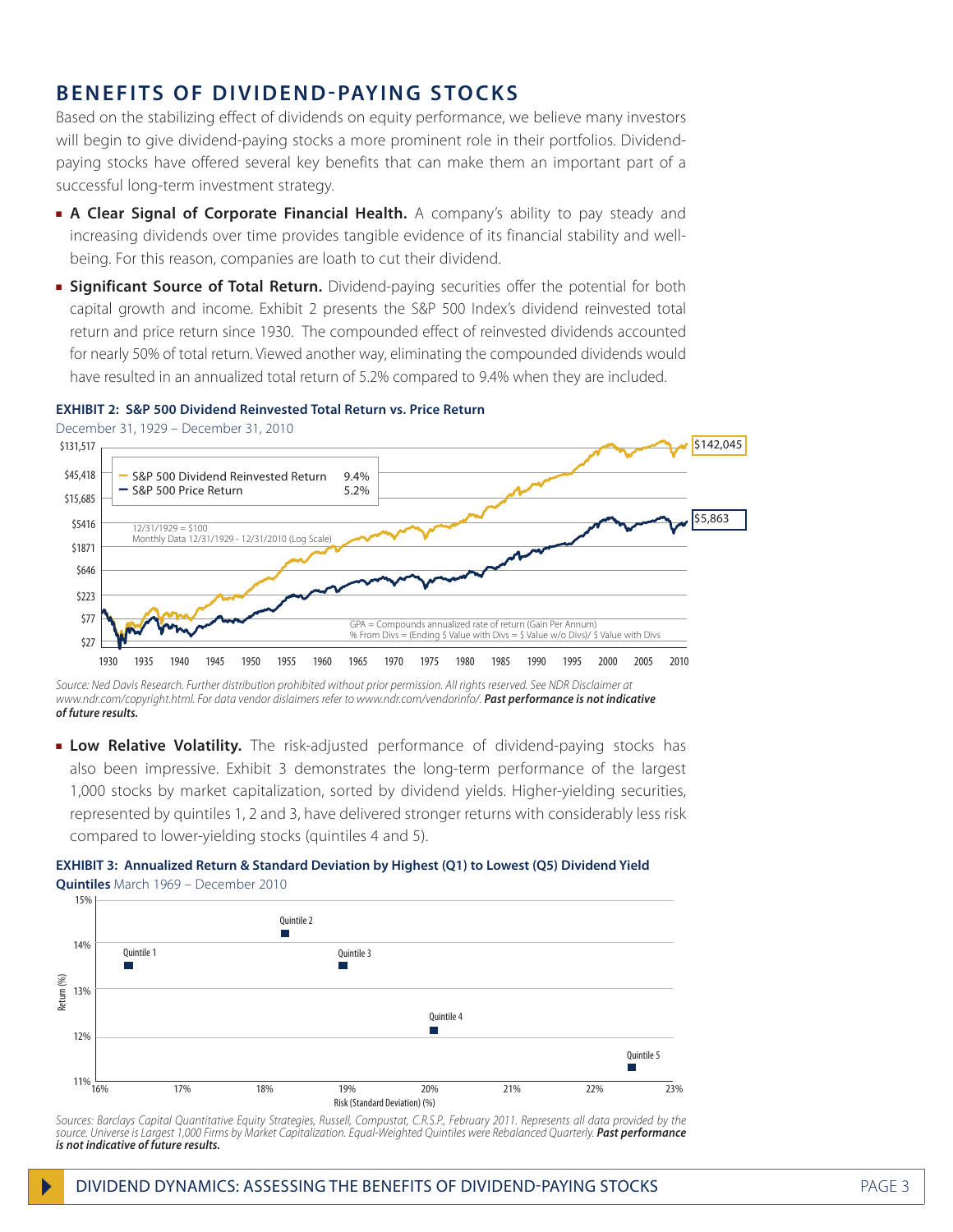## BENEFITS OF DIVIDEND-PAYING STOCKS

Based on the stabilizing effect of dividends on equity performance, we believe many investors will begin to give dividend-paying stocks a more prominent role in their portfolios. Dividend-paying stocks have offered several key benefits that can make them an important part of a successful long-term investment strategy.

- **A Clear Signal of Corporate Financial Health.** A company's ability to pay steady and increasing dividends over time provides tangible evidence of its financial stability and well-being. For this reason, companies are loath to cut their dividend.
- **Significant Source of Total Return.** Dividend-paying securities offer the potential for both capital growth and income. Exhibit 2 presents the S&P 500 Index's dividend reinvested total return and price return since 1930. The compounded effect of reinvested dividends accounted for nearly 50% of total return. Viewed another way, eliminating the compounded dividends would have resulted in an annualized total return of 5.2% compared to 9.4% when they are included.

**EXHIBIT 2: S&P 500 Dividend Reinvested Total Return vs. Price Return**

December 31, 1929 – December 31, 2010

| Series | GPA | Ending Value (12/31/2010) |
|---|---|---|
| S&P 500 Dividend Reinvested Return | 9.4% | $142,045 |
| S&P 500 Price Return | 5.2% | $5,863 |

12/31/1929 = $100
Monthly Data 12/31/1929 - 12/31/2010 (Log Scale)

GPA = Compounds annualized rate of return (Gain Per Annum)
% From Divs = (Ending $ Value with Divs = $ Value w/o Divs)/ $ Value with Divs

*Source: Ned Davis Research. Further distribution prohibited without prior permission. All rights reserved. See NDR Disclaimer at www.ndr.com/copyright.html. For data vendor dislaimers refer to www.ndr.com/vendorinfo/.* ***Past performance is not indicative of future results.***

- **Low Relative Volatility.** The risk-adjusted performance of dividend-paying stocks has also been impressive. Exhibit 3 demonstrates the long-term performance of the largest 1,000 stocks by market capitalization, sorted by dividend yields. Higher-yielding securities, represented by quintiles 1, 2 and 3, have delivered stronger returns with considerably less risk compared to lower-yielding stocks (quintiles 4 and 5).

**EXHIBIT 3: Annualized Return & Standard Deviation by Highest (Q1) to Lowest (Q5) Dividend Yield Quintiles** March 1969 – December 2010

| Quintile | Risk (Standard Deviation) (%) (approx.) | Return (%) (approx.) |
|---|---|---|
| Quintile 1 | 16.4 | 13.5 |
| Quintile 2 | 18.3 | 14.2 |
| Quintile 3 | 19.0 | 13.5 |
| Quintile 4 | 20.1 | 12.1 |
| Quintile 5 | 22.5 | 11.3 |

*Sources: Barclays Capital Quantitative Equity Strategies, Russell, Compustat, C.R.S.P., February 2011. Represents all data provided by the source. Universe is Largest 1,000 Firms by Market Capitalization. Equal-Weighted Quintiles were Rebalanced Quarterly.* ***Past performance is not indicative of future results.***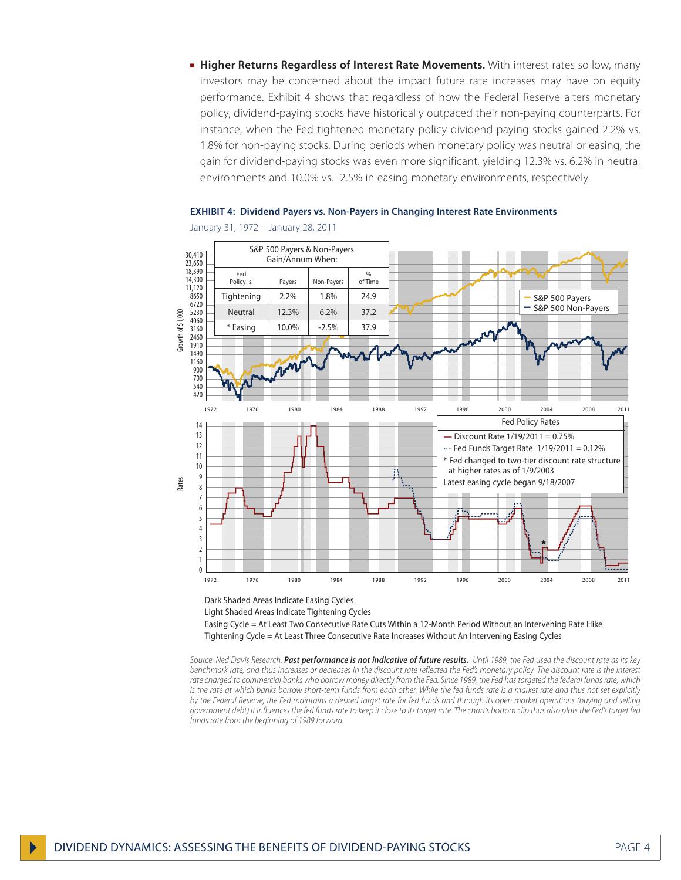- **Higher Returns Regardless of Interest Rate Movements.** With interest rates so low, many investors may be concerned about the impact future rate increases may have on equity performance. Exhibit 4 shows that regardless of how the Federal Reserve alters monetary policy, dividend-paying stocks have historically outpaced their non-paying counterparts. For instance, when the Fed tightened monetary policy dividend-paying stocks gained 2.2% vs. 1.8% for non-paying stocks. During periods when monetary policy was neutral or easing, the gain for dividend-paying stocks was even more significant, yielding 12.3% vs. 6.2% in neutral environments and 10.0% vs. -2.5% in easing monetary environments, respectively.

**EXHIBIT 4: Dividend Payers vs. Non-Payers in Changing Interest Rate Environments**

January 31, 1972 – January 28, 2011

S&P 500 Payers & Non-Payers Gain/Annum When:

| Fed Policy Is: | Payers | Non-Payers | % of Time |
|---|---|---|---|
| Tightening | 2.2% | 1.8% | 24.9 |
| Neutral | 12.3% | 6.2% | 37.2 |
| * Easing | 10.0% | -2.5% | 37.9 |

Fed Policy Rates

- Discount Rate 1/19/2011 = 0.75%
- Fed Funds Target Rate 1/19/2011 = 0.12%
- * Fed changed to two-tier discount rate structure at higher rates as of 1/9/2003
- Latest easing cycle began 9/18/2007

Dark Shaded Areas Indicate Easing Cycles

Light Shaded Areas Indicate Tightening Cycles

Easing Cycle = At Least Two Consecutive Rate Cuts Within a 12-Month Period Without an Intervening Rate Hike

Tightening Cycle = At Least Three Consecutive Rate Increases Without An Intervening Easing Cycles

*Source: Ned Davis Research.* ***Past performance is not indicative of future results.*** *Until 1989, the Fed used the discount rate as its key benchmark rate, and thus increases or decreases in the discount rate reflected the Fed's monetary policy. The discount rate is the interest rate charged to commercial banks who borrow money directly from the Fed. Since 1989, the Fed has targeted the federal funds rate, which is the rate at which banks borrow short-term funds from each other. While the fed funds rate is a market rate and thus not set explicitly by the Federal Reserve, the Fed maintains a desired target rate for fed funds and through its open market operations (buying and selling government debt) it influences the fed funds rate to keep it close to its target rate. The chart's bottom clip thus also plots the Fed's target fed funds rate from the beginning of 1989 forward.*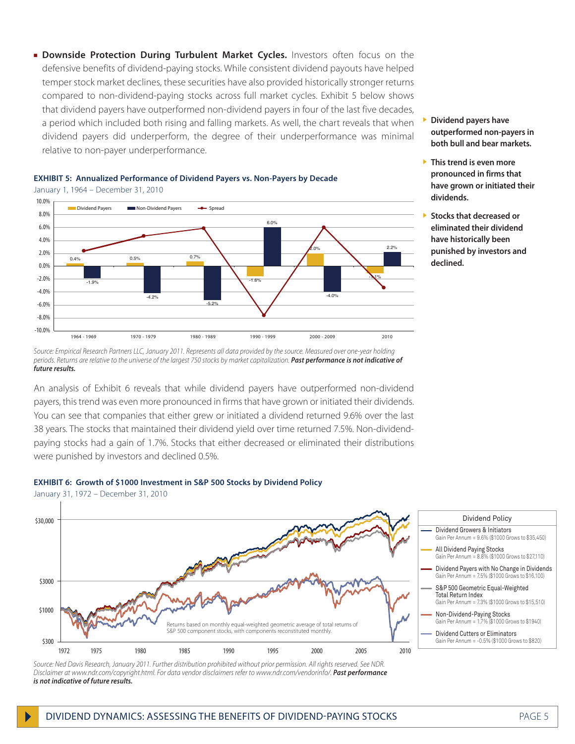- **Downside Protection During Turbulent Market Cycles.** Investors often focus on the defensive benefits of dividend-paying stocks. While consistent dividend payouts have helped temper stock market declines, these securities have also provided historically stronger returns compared to non-dividend-paying stocks across full market cycles. Exhibit 5 below shows that dividend payers have outperformed non-dividend payers in four of the last five decades, a period which included both rising and falling markets. As well, the chart reveals that when dividend payers did underperform, the degree of their underperformance was minimal relative to non-payer underperformance.

**Dividend payers have outperformed non-payers in both bull and bear markets.**

**This trend is even more pronounced in firms that have grown or initiated their dividends.**

**Stocks that decreased or eliminated their dividend have historically been punished by investors and declined.**

**EXHIBIT 5: Annualized Performance of Dividend Payers vs. Non-Payers by Decade**

January 1, 1964 – December 31, 2010

| Period | Dividend Payers | Non-Dividend Payers |
|---|---|---|
| 1964 - 1969 | 0.4% | -1.9% |
| 1970 - 1979 | 0.5% | -4.2% |
| 1980 - 1989 | 0.7% | -5.2% |
| 1990 - 1999 | -1.6% | 6.0% |
| 2000 - 2009 | 2.0% | -4.0% |
| 2010 | -1.1% | 2.2% |

*Source: Empirical Research Partners LLC, January 2011. Represents all data provided by the source. Measured over one-year holding periods. Returns are relative to the universe of the largest 750 stocks by market capitalization.* ***Past performance is not indicative of future results.***

An analysis of Exhibit 6 reveals that while dividend payers have outperformed non-dividend payers, this trend was even more pronounced in firms that have grown or initiated their dividends. You can see that companies that either grew or initiated a dividend returned 9.6% over the last 38 years. The stocks that maintained their dividend yield over time returned 7.5%. Non-dividend-paying stocks had a gain of 1.7%. Stocks that either decreased or eliminated their distributions were punished by investors and declined 0.5%.

**EXHIBIT 6: Growth of $1000 Investment in S&P 500 Stocks by Dividend Policy**

January 31, 1972 – December 31, 2010

| Dividend Policy | Gain Per Annum | Growth of $1000 |
|---|---|---|
| Dividend Growers & Initiators | 9.6% | $1000 Grows to $35,450 |
| All Dividend Paying Stocks | 8.8% | $1000 Grows to $27,110 |
| Dividend Payers with No Change in Dividends | 7.5% | $1000 Grows to $16,100 |
| S&P 500 Geometric Equal-Weighted Total Return Index | 7.3% | $1000 Grows to $15,510 |
| Non-Dividend-Paying Stocks | 1.7% | $1000 Grows to $1940 |
| Dividend Cutters or Eliminators | -0.5% | $1000 Grows to $820 |

Returns based on monthly equal-weighted geometric average of total returns of S&P 500 component stocks, with components reconstituted monthly.

*Source: Ned Davis Research, January 2011. Further distribution prohibited without prior permission. All rights reserved. See NDR. Disclaimer at www.ndr.com/copyright.html. For data vendor disclaimers refer to www.ndr.com/vendorinfo/.* ***Past performance is not indicative of future results.***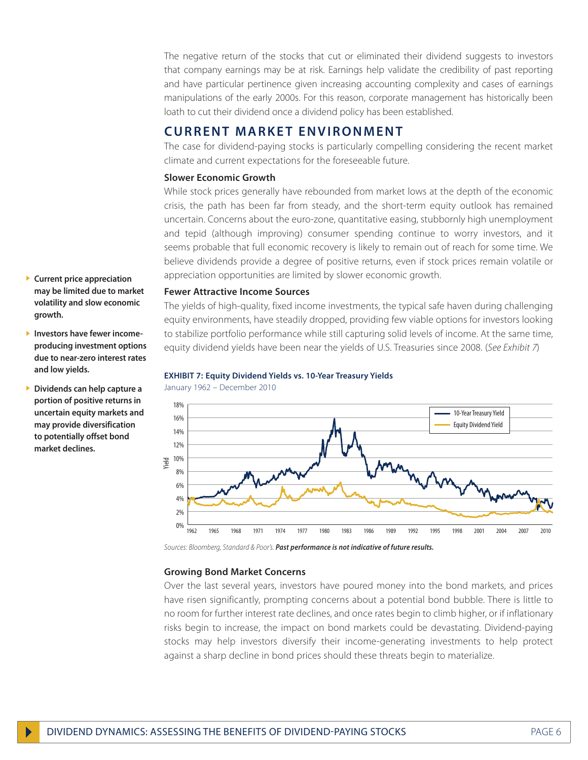The negative return of the stocks that cut or eliminated their dividend suggests to investors that company earnings may be at risk. Earnings help validate the credibility of past reporting and have particular pertinence given increasing accounting complexity and cases of earnings manipulations of the early 2000s. For this reason, corporate management has historically been loath to cut their dividend once a dividend policy has been established.

## CURRENT MARKET ENVIRONMENT

The case for dividend-paying stocks is particularly compelling considering the recent market climate and current expectations for the foreseeable future.

### Slower Economic Growth

While stock prices generally have rebounded from market lows at the depth of the economic crisis, the path has been far from steady, and the short-term equity outlook has remained uncertain. Concerns about the euro-zone, quantitative easing, stubbornly high unemployment and tepid (although improving) consumer spending continue to worry investors, and it seems probable that full economic recovery is likely to remain out of reach for some time. We believe dividends provide a degree of positive returns, even if stock prices remain volatile or appreciation opportunities are limited by slower economic growth.

- **Current price appreciation may be limited due to market volatility and slow economic growth.**
- **Investors have fewer income-producing investment options due to near-zero interest rates and low yields.**
- **Dividends can help capture a portion of positive returns in uncertain equity markets and may provide diversification to potentially offset bond market declines.**

### Fewer Attractive Income Sources

The yields of high-quality, fixed income investments, the typical safe haven during challenging equity environments, have steadily dropped, providing few viable options for investors looking to stabilize portfolio performance while still capturing solid levels of income. At the same time, equity dividend yields have been near the yields of U.S. Treasuries since 2008. (*See Exhibit 7*)

**EXHIBIT 7: Equity Dividend Yields vs. 10-Year Treasury Yields**
January 1962 – December 2010

*Sources: Bloomberg, Standard & Poor's.* ***Past performance is not indicative of future results.***

### Growing Bond Market Concerns

Over the last several years, investors have poured money into the bond markets, and prices have risen significantly, prompting concerns about a potential bond bubble. There is little to no room for further interest rate declines, and once rates begin to climb higher, or if inflationary risks begin to increase, the impact on bond markets could be devastating. Dividend-paying stocks may help investors diversify their income-generating investments to help protect against a sharp decline in bond prices should these threats begin to materialize.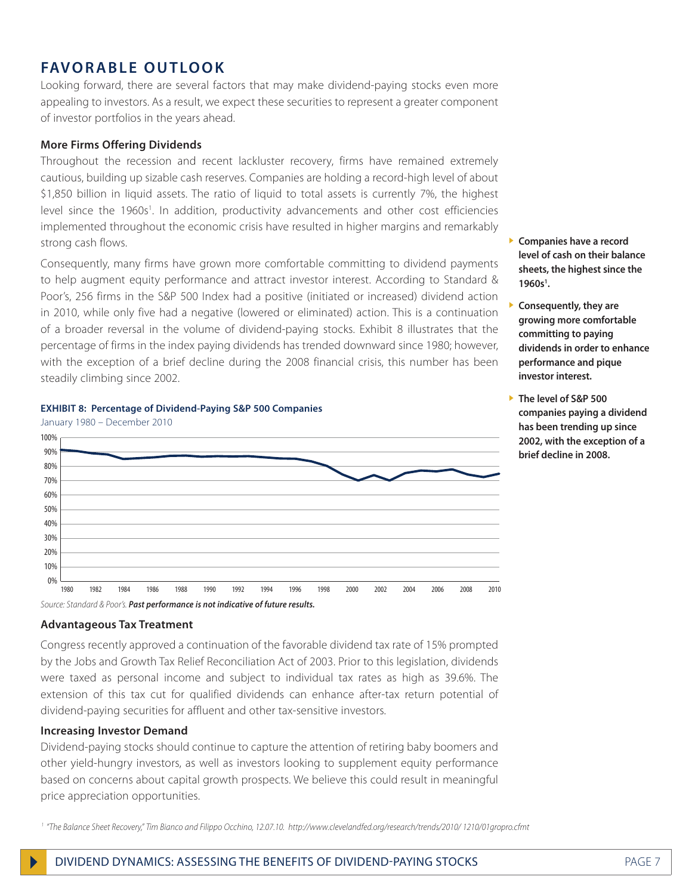## FAVORABLE OUTLOOK

Looking forward, there are several factors that may make dividend-paying stocks even more appealing to investors. As a result, we expect these securities to represent a greater component of investor portfolios in the years ahead.

### More Firms Offering Dividends

Throughout the recession and recent lackluster recovery, firms have remained extremely cautious, building up sizable cash reserves. Companies are holding a record-high level of about $1,850 billion in liquid assets. The ratio of liquid to total assets is currently 7%, the highest level since the 1960s[1]. In addition, productivity advancements and other cost efficiencies implemented throughout the economic crisis have resulted in higher margins and remarkably strong cash flows.

Consequently, many firms have grown more comfortable committing to dividend payments to help augment equity performance and attract investor interest. According to Standard & Poor's, 256 firms in the S&P 500 Index had a positive (initiated or increased) dividend action in 2010, while only five had a negative (lowered or eliminated) action. This is a continuation of a broader reversal in the volume of dividend-paying stocks. Exhibit 8 illustrates that the percentage of firms in the index paying dividends has trended downward since 1980; however, with the exception of a brief decline during the 2008 financial crisis, this number has been steadily climbing since 2002.

- **Companies have a record level of cash on their balance sheets, the highest since the 1960s[1].**
- **Consequently, they are growing more comfortable committing to paying dividends in order to enhance performance and pique investor interest.**
- **The level of S&P 500 companies paying a dividend has been trending up since 2002, with the exception of a brief decline in 2008.**

**EXHIBIT 8: Percentage of Dividend-Paying S&P 500 Companies**

January 1980 – December 2010

*Source: Standard & Poor's.* ***Past performance is not indicative of future results.***

### Advantageous Tax Treatment

Congress recently approved a continuation of the favorable dividend tax rate of 15% prompted by the Jobs and Growth Tax Relief Reconciliation Act of 2003. Prior to this legislation, dividends were taxed as personal income and subject to individual tax rates as high as 39.6%. The extension of this tax cut for qualified dividends can enhance after-tax return potential of dividend-paying securities for affluent and other tax-sensitive investors.

### Increasing Investor Demand

Dividend-paying stocks should continue to capture the attention of retiring baby boomers and other yield-hungry investors, as well as investors looking to supplement equity performance based on concerns about capital growth prospects. We believe this could result in meaningful price appreciation opportunities.

[1] *"The Balance Sheet Recovery," Tim Bianco and Filippo Occhino, 12.07.10. http://www.clevelandfed.org/research/trends/2010/ 1210/01gropro.cfmt*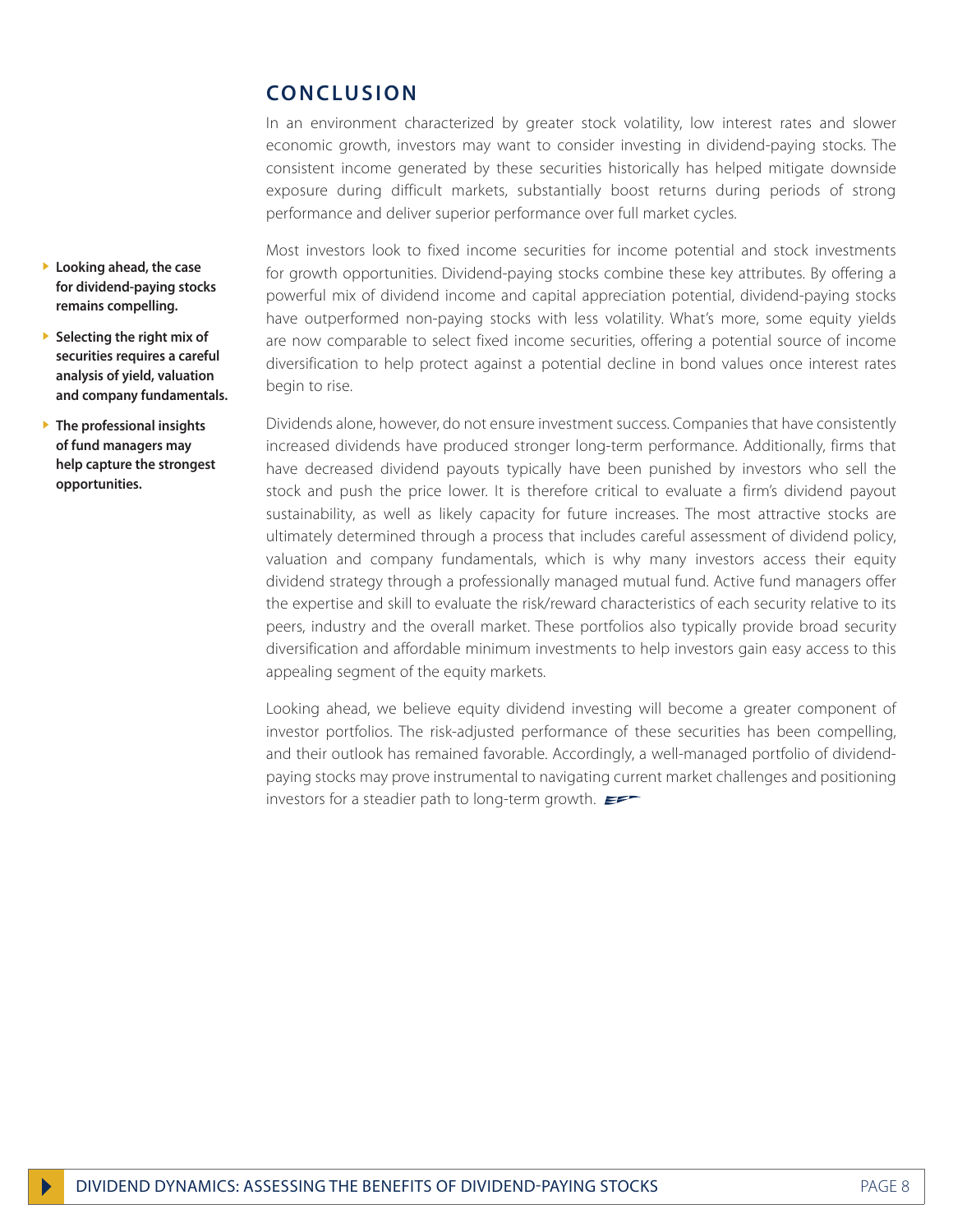## CONCLUSION

In an environment characterized by greater stock volatility, low interest rates and slower economic growth, investors may want to consider investing in dividend-paying stocks. The consistent income generated by these securities historically has helped mitigate downside exposure during difficult markets, substantially boost returns during periods of strong performance and deliver superior performance over full market cycles.

- **Looking ahead, the case for dividend-paying stocks remains compelling.**
- **Selecting the right mix of securities requires a careful analysis of yield, valuation and company fundamentals.**
- **The professional insights of fund managers may help capture the strongest opportunities.**

Most investors look to fixed income securities for income potential and stock investments for growth opportunities. Dividend-paying stocks combine these key attributes. By offering a powerful mix of dividend income and capital appreciation potential, dividend-paying stocks have outperformed non-paying stocks with less volatility. What's more, some equity yields are now comparable to select fixed income securities, offering a potential source of income diversification to help protect against a potential decline in bond values once interest rates begin to rise.

Dividends alone, however, do not ensure investment success. Companies that have consistently increased dividends have produced stronger long-term performance. Additionally, firms that have decreased dividend payouts typically have been punished by investors who sell the stock and push the price lower. It is therefore critical to evaluate a firm's dividend payout sustainability, as well as likely capacity for future increases. The most attractive stocks are ultimately determined through a process that includes careful assessment of dividend policy, valuation and company fundamentals, which is why many investors access their equity dividend strategy through a professionally managed mutual fund. Active fund managers offer the expertise and skill to evaluate the risk/reward characteristics of each security relative to its peers, industry and the overall market. These portfolios also typically provide broad security diversification and affordable minimum investments to help investors gain easy access to this appealing segment of the equity markets.

Looking ahead, we believe equity dividend investing will become a greater component of investor portfolios. The risk-adjusted performance of these securities has been compelling, and their outlook has remained favorable. Accordingly, a well-managed portfolio of dividend-paying stocks may prove instrumental to navigating current market challenges and positioning investors for a steadier path to long-term growth.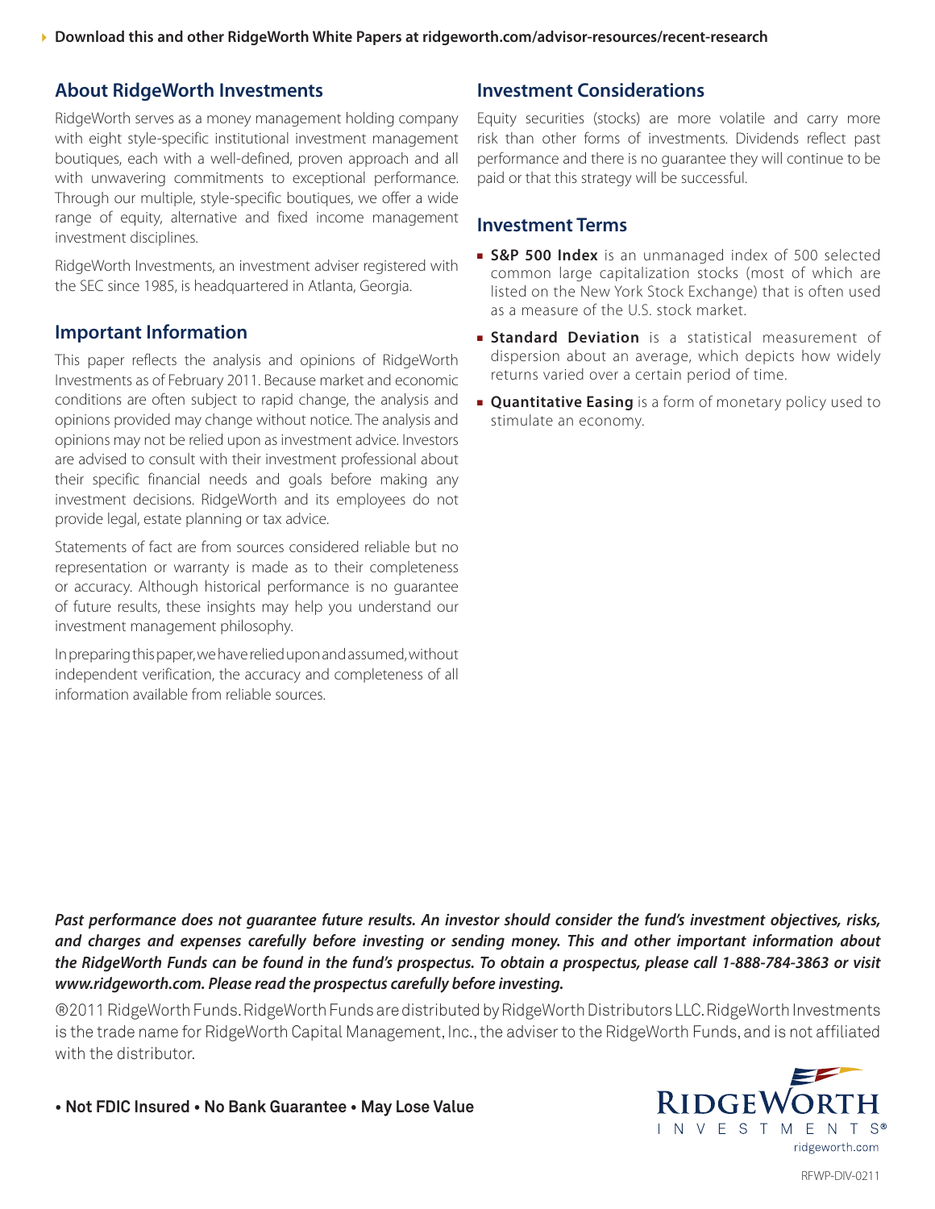▸ **Download this and other RidgeWorth White Papers at ridgeworth.com/advisor-resources/recent-research**

## About RidgeWorth Investments

RidgeWorth serves as a money management holding company with eight style-specific institutional investment management boutiques, each with a well-defined, proven approach and all with unwavering commitments to exceptional performance. Through our multiple, style-specific boutiques, we offer a wide range of equity, alternative and fixed income management investment disciplines.

RidgeWorth Investments, an investment adviser registered with the SEC since 1985, is headquartered in Atlanta, Georgia.

## Important Information

This paper reflects the analysis and opinions of RidgeWorth Investments as of February 2011. Because market and economic conditions are often subject to rapid change, the analysis and opinions provided may change without notice. The analysis and opinions may not be relied upon as investment advice. Investors are advised to consult with their investment professional about their specific financial needs and goals before making any investment decisions. RidgeWorth and its employees do not provide legal, estate planning or tax advice.

Statements of fact are from sources considered reliable but no representation or warranty is made as to their completeness or accuracy. Although historical performance is no guarantee of future results, these insights may help you understand our investment management philosophy.

In preparing this paper, we have relied upon and assumed, without independent verification, the accuracy and completeness of all information available from reliable sources.

## Investment Considerations

Equity securities (stocks) are more volatile and carry more risk than other forms of investments. Dividends reflect past performance and there is no guarantee they will continue to be paid or that this strategy will be successful.

## Investment Terms

- **S&P 500 Index** is an unmanaged index of 500 selected common large capitalization stocks (most of which are listed on the New York Stock Exchange) that is often used as a measure of the U.S. stock market.
- **Standard Deviation** is a statistical measurement of dispersion about an average, which depicts how widely returns varied over a certain period of time.
- **Quantitative Easing** is a form of monetary policy used to stimulate an economy.

***Past performance does not guarantee future results. An investor should consider the fund's investment objectives, risks, and charges and expenses carefully before investing or sending money. This and other important information about the RidgeWorth Funds can be found in the fund's prospectus. To obtain a prospectus, please call 1-888-784-3863 or visit www.ridgeworth.com. Please read the prospectus carefully before investing.***

®2011 RidgeWorth Funds. RidgeWorth Funds are distributed by RidgeWorth Distributors LLC. RidgeWorth Investments is the trade name for RidgeWorth Capital Management, Inc., the adviser to the RidgeWorth Funds, and is not affiliated with the distributor.

**• Not FDIC Insured • No Bank Guarantee • May Lose Value**

RIDGEWORTH INVESTMENTS®
ridgeworth.com

RFWP-DIV-0211